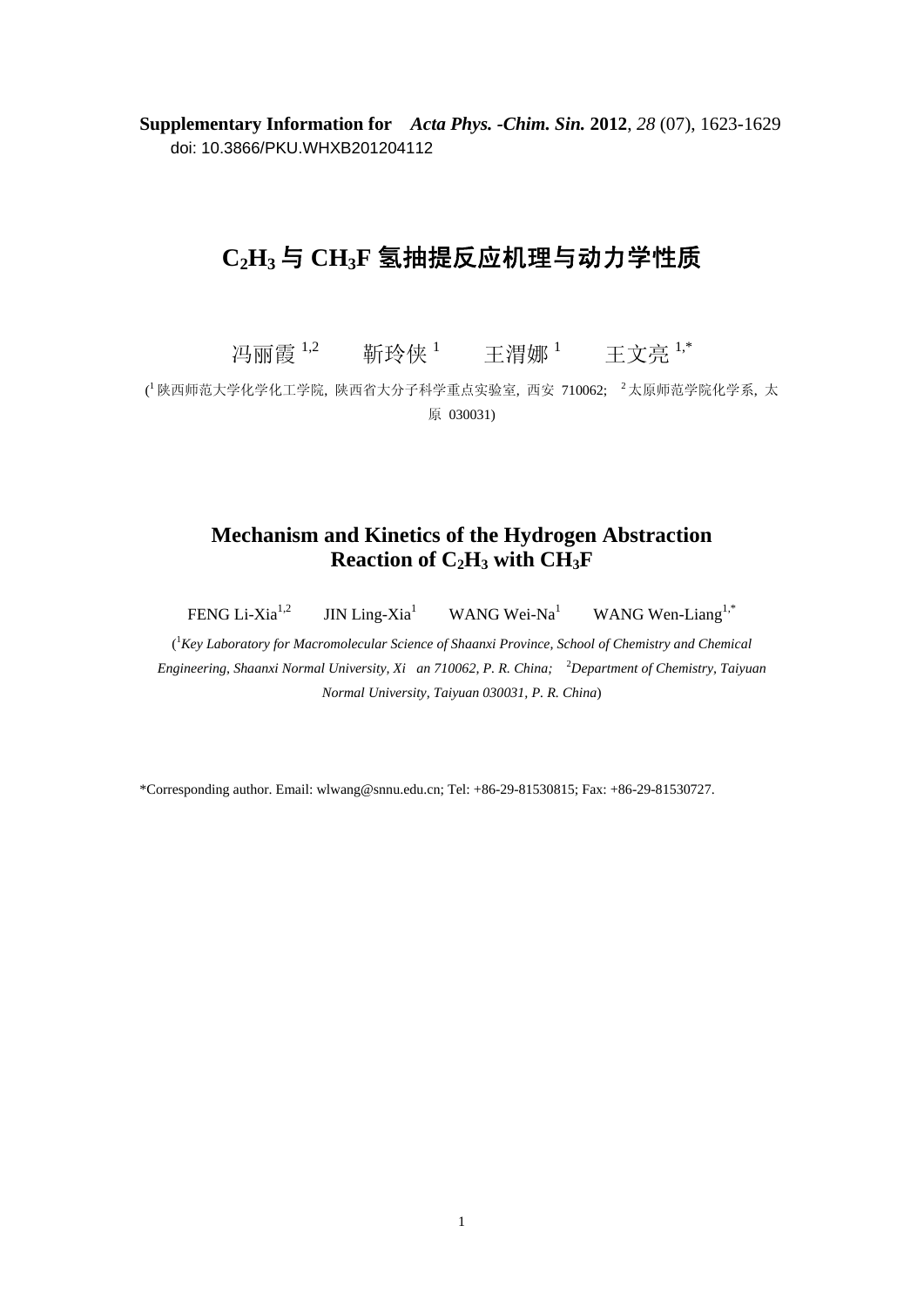**Supplementary Information for** ***Acta Phys. -Chim. Sin.*** **2012**, *28* (07), 1623-1629
doi: 10.3866/PKU.WHXB201204112

# $C_2H_3$ 与 $CH_3F$ 氢抽提反应机理与动力学性质

冯丽霞[1,2]　　靳玲侠[1]　　王渭娜[1]　　王文亮[1,*]

([1]陕西师范大学化学化工学院, 陕西省大分子科学重点实验室, 西安 710062; [2]太原师范学院化学系, 太原 030031)

# Mechanism and Kinetics of the Hydrogen Abstraction Reaction of $C_2H_3$ with $CH_3F$

FENG Li-Xia[1,2]　　JIN Ling-Xia[1]　　WANG Wei-Na[1]　　WANG Wen-Liang[1,*]

([1]*Key Laboratory for Macromolecular Science of Shaanxi Province, School of Chemistry and Chemical Engineering, Shaanxi Normal University, Xi an 710062, P. R. China;* [2]*Department of Chemistry, Taiyuan Normal University, Taiyuan 030031, P. R. China*)

*Corresponding author. Email: wlwang@snnu.edu.cn; Tel: +86-29-81530815; Fax: +86-29-81530727.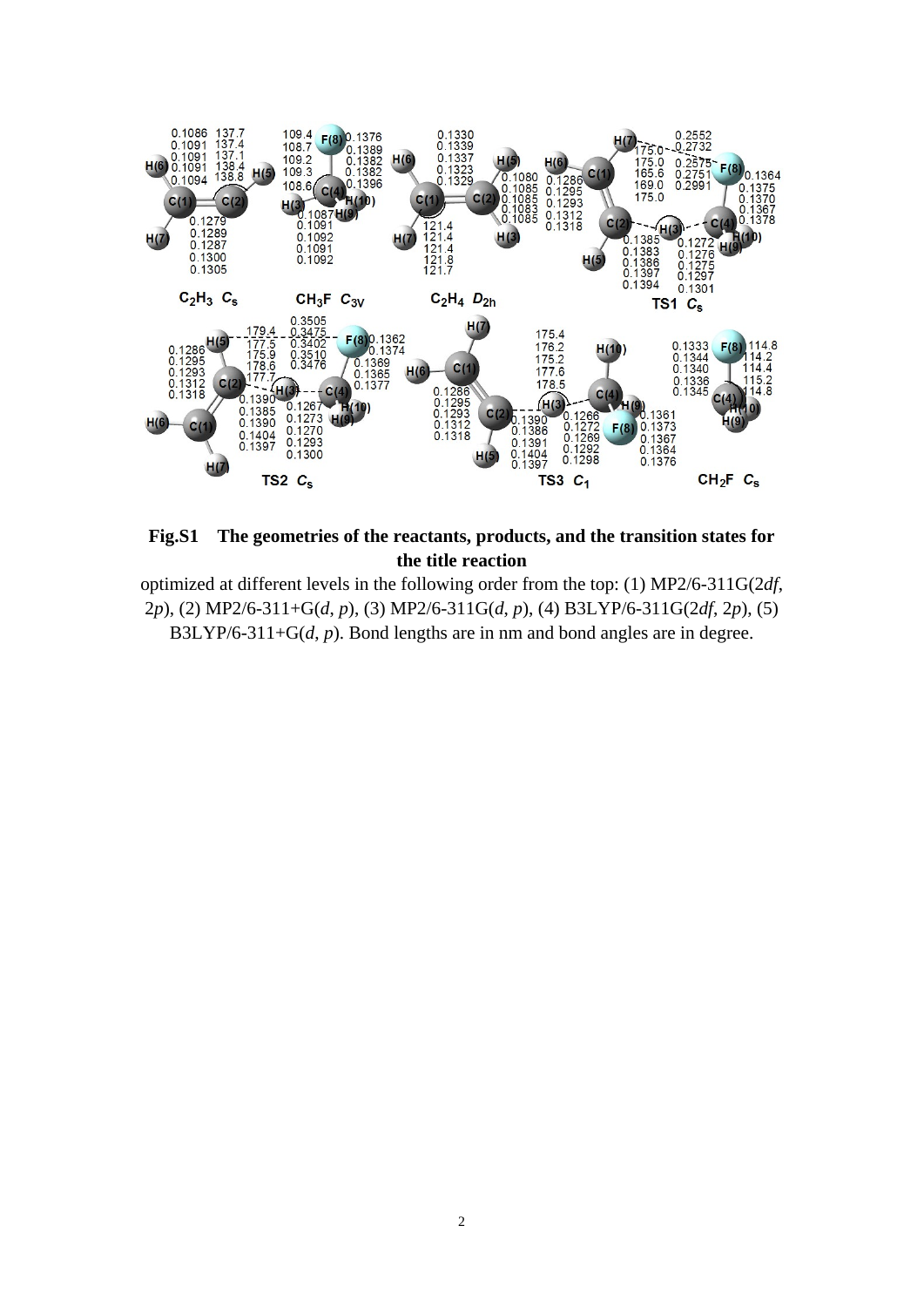**Fig.S1 The geometries of the reactants, products, and the transition states for the title reaction**

optimized at different levels in the following order from the top: (1) MP2/6-311G(2*df*, 2*p*), (2) MP2/6-311+G(*d*, *p*), (3) MP2/6-311G(*d*, *p*), (4) B3LYP/6-311G(2*df*, 2*p*), (5) B3LYP/6-311+G(*d*, *p*). Bond lengths are in nm and bond angles are in degree.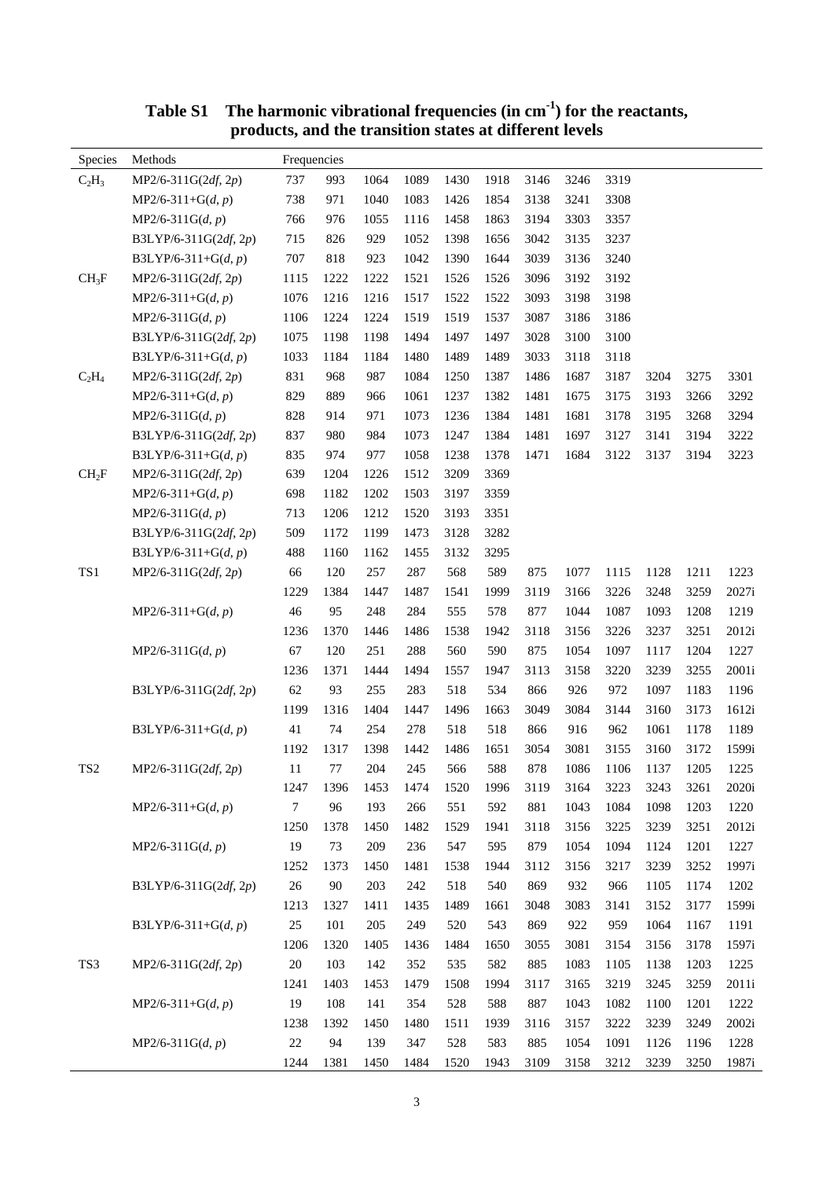**Table S1 The harmonic vibrational frequencies (in $cm^{-1}$) for the reactants, products, and the transition states at different levels**

| Species | Methods | Frequencies | | | | | | | | | | | |
|---|---|---|---|---|---|---|---|---|---|---|---|---|---|
| $C_2H_3$ | MP2/6-311G(2*df*, 2*p*) | 737 | 993 | 1064 | 1089 | 1430 | 1918 | 3146 | 3246 | 3319 | | | |
| | MP2/6-311+G(*d*, *p*) | 738 | 971 | 1040 | 1083 | 1426 | 1854 | 3138 | 3241 | 3308 | | | |
| | MP2/6-311G(*d*, *p*) | 766 | 976 | 1055 | 1116 | 1458 | 1863 | 3194 | 3303 | 3357 | | | |
| | B3LYP/6-311G(2*df*, 2*p*) | 715 | 826 | 929 | 1052 | 1398 | 1656 | 3042 | 3135 | 3237 | | | |
| | B3LYP/6-311+G(*d*, *p*) | 707 | 818 | 923 | 1042 | 1390 | 1644 | 3039 | 3136 | 3240 | | | |
| $CH_3F$ | MP2/6-311G(2*df*, 2*p*) | 1115 | 1222 | 1222 | 1521 | 1526 | 1526 | 3096 | 3192 | 3192 | | | |
| | MP2/6-311+G(*d*, *p*) | 1076 | 1216 | 1216 | 1517 | 1522 | 1522 | 3093 | 3198 | 3198 | | | |
| | MP2/6-311G(*d*, *p*) | 1106 | 1224 | 1224 | 1519 | 1519 | 1537 | 3087 | 3186 | 3186 | | | |
| | B3LYP/6-311G(2*df*, 2*p*) | 1075 | 1198 | 1198 | 1494 | 1497 | 1497 | 3028 | 3100 | 3100 | | | |
| | B3LYP/6-311+G(*d*, *p*) | 1033 | 1184 | 1184 | 1480 | 1489 | 1489 | 3033 | 3118 | 3118 | | | |
| $C_2H_4$ | MP2/6-311G(2*df*, 2*p*) | 831 | 968 | 987 | 1084 | 1250 | 1387 | 1486 | 1687 | 3187 | 3204 | 3275 | 3301 |
| | MP2/6-311+G(*d*, *p*) | 829 | 889 | 966 | 1061 | 1237 | 1382 | 1481 | 1675 | 3175 | 3193 | 3266 | 3292 |
| | MP2/6-311G(*d*, *p*) | 828 | 914 | 971 | 1073 | 1236 | 1384 | 1481 | 1681 | 3178 | 3195 | 3268 | 3294 |
| | B3LYP/6-311G(2*df*, 2*p*) | 837 | 980 | 984 | 1073 | 1247 | 1384 | 1481 | 1697 | 3127 | 3141 | 3194 | 3222 |
| | B3LYP/6-311+G(*d*, *p*) | 835 | 974 | 977 | 1058 | 1238 | 1378 | 1471 | 1684 | 3122 | 3137 | 3194 | 3223 |
| $CH_2F$ | MP2/6-311G(2*df*, 2*p*) | 639 | 1204 | 1226 | 1512 | 3209 | 3369 | | | | | | |
| | MP2/6-311+G(*d*, *p*) | 698 | 1182 | 1202 | 1503 | 3197 | 3359 | | | | | | |
| | MP2/6-311G(*d*, *p*) | 713 | 1206 | 1212 | 1520 | 3193 | 3351 | | | | | | |
| | B3LYP/6-311G(2*df*, 2*p*) | 509 | 1172 | 1199 | 1473 | 3128 | 3282 | | | | | | |
| | B3LYP/6-311+G(*d*, *p*) | 488 | 1160 | 1162 | 1455 | 3132 | 3295 | | | | | | |
| TS1 | MP2/6-311G(2*df*, 2*p*) | 66 | 120 | 257 | 287 | 568 | 589 | 875 | 1077 | 1115 | 1128 | 1211 | 1223 |
| | | 1229 | 1384 | 1447 | 1487 | 1541 | 1999 | 3119 | 3166 | 3226 | 3248 | 3259 | 2027i |
| | MP2/6-311+G(*d*, *p*) | 46 | 95 | 248 | 284 | 555 | 578 | 877 | 1044 | 1087 | 1093 | 1208 | 1219 |
| | | 1236 | 1370 | 1446 | 1486 | 1538 | 1942 | 3118 | 3156 | 3226 | 3237 | 3251 | 2012i |
| | MP2/6-311G(*d*, *p*) | 67 | 120 | 251 | 288 | 560 | 590 | 875 | 1054 | 1097 | 1117 | 1204 | 1227 |
| | | 1236 | 1371 | 1444 | 1494 | 1557 | 1947 | 3113 | 3158 | 3220 | 3239 | 3255 | 2001i |
| | B3LYP/6-311G(2*df*, 2*p*) | 62 | 93 | 255 | 283 | 518 | 534 | 866 | 926 | 972 | 1097 | 1183 | 1196 |
| | | 1199 | 1316 | 1404 | 1447 | 1496 | 1663 | 3049 | 3084 | 3144 | 3160 | 3173 | 1612i |
| | B3LYP/6-311+G(*d*, *p*) | 41 | 74 | 254 | 278 | 518 | 518 | 866 | 916 | 962 | 1061 | 1178 | 1189 |
| | | 1192 | 1317 | 1398 | 1442 | 1486 | 1651 | 3054 | 3081 | 3155 | 3160 | 3172 | 1599i |
| TS2 | MP2/6-311G(2*df*, 2*p*) | 11 | 77 | 204 | 245 | 566 | 588 | 878 | 1086 | 1106 | 1137 | 1205 | 1225 |
| | | 1247 | 1396 | 1453 | 1474 | 1520 | 1996 | 3119 | 3164 | 3223 | 3243 | 3261 | 2020i |
| | MP2/6-311+G(*d*, *p*) | 7 | 96 | 193 | 266 | 551 | 592 | 881 | 1043 | 1084 | 1098 | 1203 | 1220 |
| | | 1250 | 1378 | 1450 | 1482 | 1529 | 1941 | 3118 | 3156 | 3225 | 3239 | 3251 | 2012i |
| | MP2/6-311G(*d*, *p*) | 19 | 73 | 209 | 236 | 547 | 595 | 879 | 1054 | 1094 | 1124 | 1201 | 1227 |
| | | 1252 | 1373 | 1450 | 1481 | 1538 | 1944 | 3112 | 3156 | 3217 | 3239 | 3252 | 1997i |
| | B3LYP/6-311G(2*df*, 2*p*) | 26 | 90 | 203 | 242 | 518 | 540 | 869 | 932 | 966 | 1105 | 1174 | 1202 |
| | | 1213 | 1327 | 1411 | 1435 | 1489 | 1661 | 3048 | 3083 | 3141 | 3152 | 3177 | 1599i |
| | B3LYP/6-311+G(*d*, *p*) | 25 | 101 | 205 | 249 | 520 | 543 | 869 | 922 | 959 | 1064 | 1167 | 1191 |
| | | 1206 | 1320 | 1405 | 1436 | 1484 | 1650 | 3055 | 3081 | 3154 | 3156 | 3178 | 1597i |
| TS3 | MP2/6-311G(2*df*, 2*p*) | 20 | 103 | 142 | 352 | 535 | 582 | 885 | 1083 | 1105 | 1138 | 1203 | 1225 |
| | | 1241 | 1403 | 1453 | 1479 | 1508 | 1994 | 3117 | 3165 | 3219 | 3245 | 3259 | 2011i |
| | MP2/6-311+G(*d*, *p*) | 19 | 108 | 141 | 354 | 528 | 588 | 887 | 1043 | 1082 | 1100 | 1201 | 1222 |
| | | 1238 | 1392 | 1450 | 1480 | 1511 | 1939 | 3116 | 3157 | 3222 | 3239 | 3249 | 2002i |
| | MP2/6-311G(*d*, *p*) | 22 | 94 | 139 | 347 | 528 | 583 | 885 | 1054 | 1091 | 1126 | 1196 | 1228 |
| | | 1244 | 1381 | 1450 | 1484 | 1520 | 1943 | 3109 | 3158 | 3212 | 3239 | 3250 | 1987i |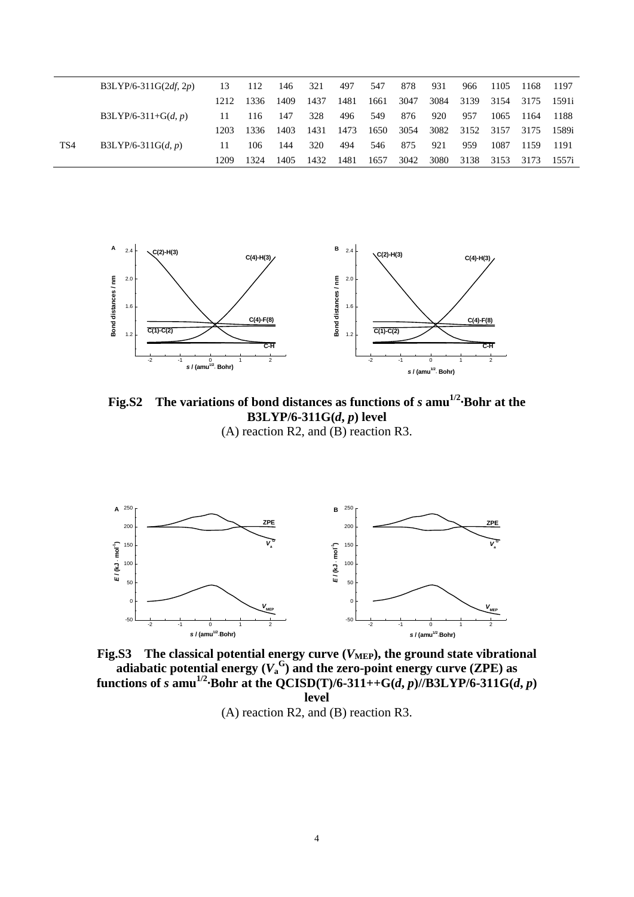| | | | | | | | | | | | | | |
|---|---|---|---|---|---|---|---|---|---|---|---|---|---|
| | B3LYP/6-311G(2*df*, 2*p*) | 13 | 112 | 146 | 321 | 497 | 547 | 878 | 931 | 966 | 1105 | 1168 | 1197 |
| | | 1212 | 1336 | 1409 | 1437 | 1481 | 1661 | 3047 | 3084 | 3139 | 3154 | 3175 | 1591i |
| | B3LYP/6-311+G(*d*, *p*) | 11 | 116 | 147 | 328 | 496 | 549 | 876 | 920 | 957 | 1065 | 1164 | 1188 |
| | | 1203 | 1336 | 1403 | 1431 | 1473 | 1650 | 3054 | 3082 | 3152 | 3157 | 3175 | 1589i |
| TS4 | B3LYP/6-311G(*d*, *p*) | 11 | 106 | 144 | 320 | 494 | 546 | 875 | 921 | 959 | 1087 | 1159 | 1191 |
| | | 1209 | 1324 | 1405 | 1432 | 1481 | 1657 | 3042 | 3080 | 3138 | 3153 | 3173 | 1557i |

A
C(2)-H(3)
C(4)-H(3)
C(4)-F(8)
C(1)-C(2)
C-H
Bond distances / nm
2.4
2.0
1.6
1.2
-2 -1 0 1 2
*s* / (amu$^{1/2}$·Bohr)

B
C(2)-H(3)
C(4)-H(3)
C(4)-F(8)
C(1)-C(2)
C-H
Bond distances / nm
2.4
2.0
1.6
1.2
-2 -1 0 1 2
*s* / (amu$^{1/2}$·Bohr)

**Fig.S2　The variations of bond distances as functions of *s* amu$^{1/2}$·Bohr at the B3LYP/6-311G(*d*, *p*) level**

(A) reaction R2, and (B) reaction R3.

A
ZPE
$V_a^G$
$V_{MEP}$
*E* / (kJ · mol$^{-1}$)
250
200
150
100
50
0
-50
-2 -1 0 1 2
*s* / (amu$^{1/2}$·Bohr)

B
ZPE
$V_a^G$
$V_{MEP}$
*E* / (kJ · mol$^{-1}$)
250
200
150
100
50
0
-50
-2 -1 0 1 2
*s* / (amu$^{1/2}$·Bohr)

**Fig.S3　The classical potential energy curve ($V_{MEP}$), the ground state vibrational adiabatic potential energy ($V_a^G$) and the zero-point energy curve (ZPE) as functions of *s* amu$^{1/2}$·Bohr at the QCISD(T)/6-311++G(*d*, *p*)//B3LYP/6-311G(*d*, *p*) level**

(A) reaction R2, and (B) reaction R3.